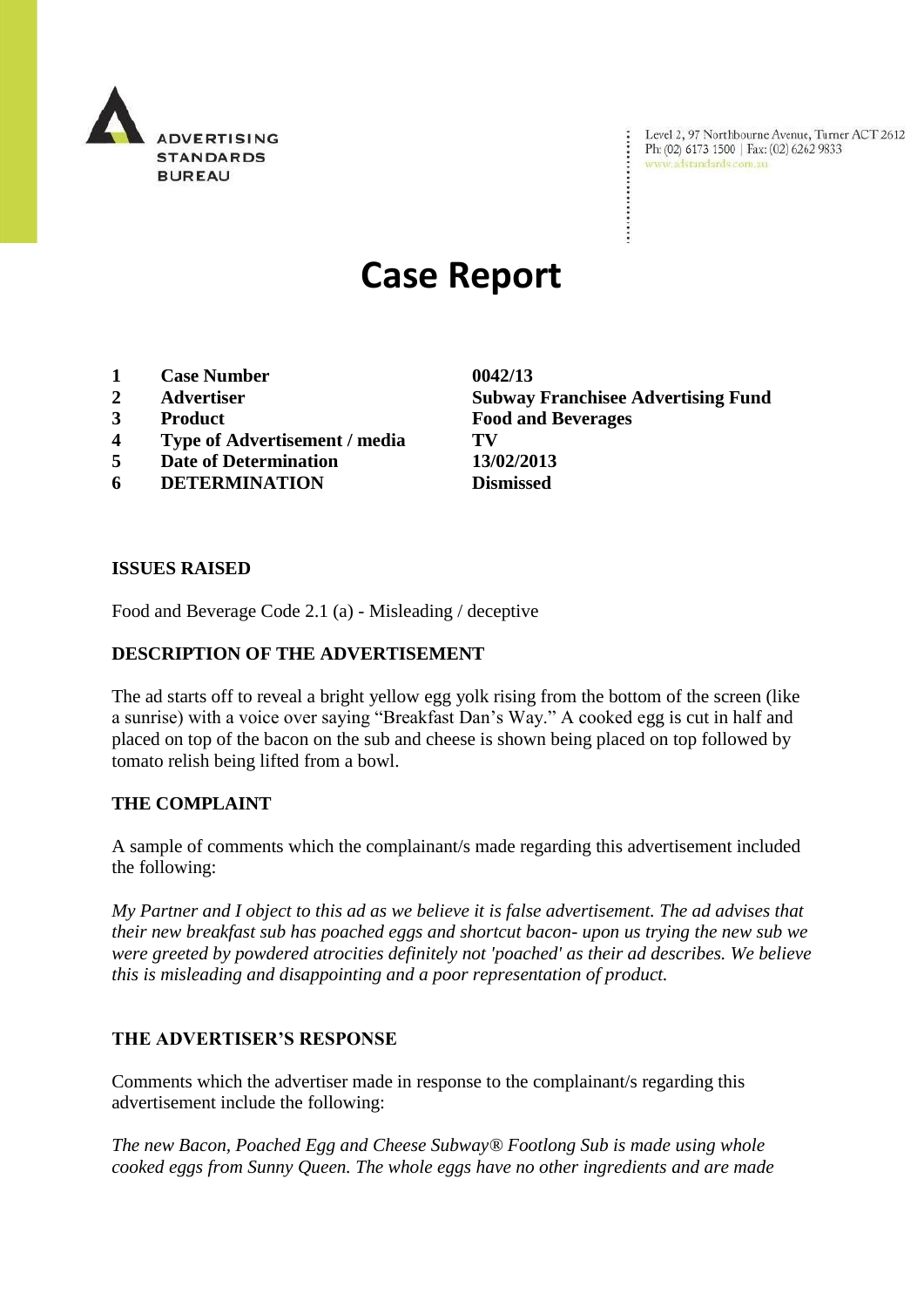ADVERTISING STANDARDS BUREAU

Level 2, 97 Northbourne Avenue, Turner ACT 2612
Ph: (02) 6173 1500 | Fax: (02) 6262 9833
www.adstandards.com.au

# Case Report

| | | |
|---|---|---|
| **1** | **Case Number** | **0042/13** |
| **2** | **Advertiser** | **Subway Franchisee Advertising Fund** |
| **3** | **Product** | **Food and Beverages** |
| **4** | **Type of Advertisement / media** | **TV** |
| **5** | **Date of Determination** | **13/02/2013** |
| **6** | **DETERMINATION** | **Dismissed** |

**ISSUES RAISED**

Food and Beverage Code 2.1 (a) - Misleading / deceptive

**DESCRIPTION OF THE ADVERTISEMENT**

The ad starts off to reveal a bright yellow egg yolk rising from the bottom of the screen (like a sunrise) with a voice over saying "Breakfast Dan's Way." A cooked egg is cut in half and placed on top of the bacon on the sub and cheese is shown being placed on top followed by tomato relish being lifted from a bowl.

**THE COMPLAINT**

A sample of comments which the complainant/s made regarding this advertisement included the following:

*My Partner and I object to this ad as we believe it is false advertisement. The ad advises that their new breakfast sub has poached eggs and shortcut bacon- upon us trying the new sub we were greeted by powdered atrocities definitely not 'poached' as their ad describes. We believe this is misleading and disappointing and a poor representation of product.*

**THE ADVERTISER'S RESPONSE**

Comments which the advertiser made in response to the complainant/s regarding this advertisement include the following:

*The new Bacon, Poached Egg and Cheese Subway® Footlong Sub is made using whole cooked eggs from Sunny Queen. The whole eggs have no other ingredients and are made*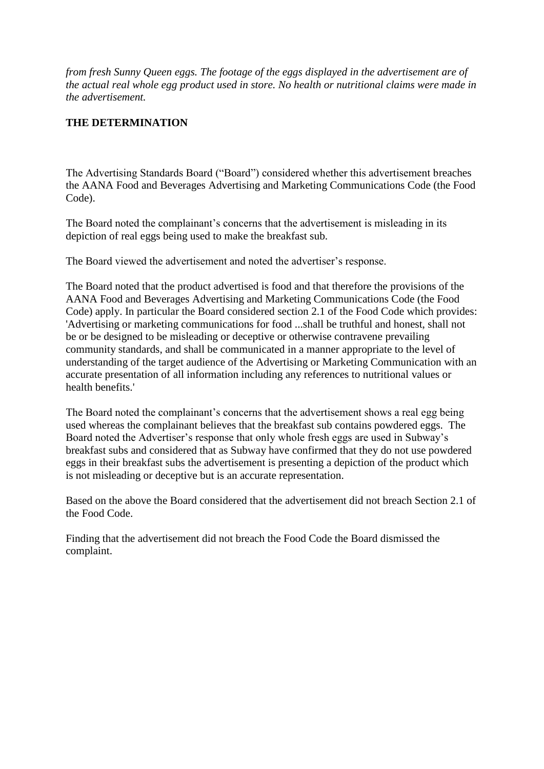*from fresh Sunny Queen eggs. The footage of the eggs displayed in the advertisement are of the actual real whole egg product used in store. No health or nutritional claims were made in the advertisement.*

**THE DETERMINATION**

The Advertising Standards Board ("Board") considered whether this advertisement breaches the AANA Food and Beverages Advertising and Marketing Communications Code (the Food Code).

The Board noted the complainant's concerns that the advertisement is misleading in its depiction of real eggs being used to make the breakfast sub.

The Board viewed the advertisement and noted the advertiser's response.

The Board noted that the product advertised is food and that therefore the provisions of the AANA Food and Beverages Advertising and Marketing Communications Code (the Food Code) apply. In particular the Board considered section 2.1 of the Food Code which provides: 'Advertising or marketing communications for food ...shall be truthful and honest, shall not be or be designed to be misleading or deceptive or otherwise contravene prevailing community standards, and shall be communicated in a manner appropriate to the level of understanding of the target audience of the Advertising or Marketing Communication with an accurate presentation of all information including any references to nutritional values or health benefits.'

The Board noted the complainant's concerns that the advertisement shows a real egg being used whereas the complainant believes that the breakfast sub contains powdered eggs. The Board noted the Advertiser's response that only whole fresh eggs are used in Subway's breakfast subs and considered that as Subway have confirmed that they do not use powdered eggs in their breakfast subs the advertisement is presenting a depiction of the product which is not misleading or deceptive but is an accurate representation.

Based on the above the Board considered that the advertisement did not breach Section 2.1 of the Food Code.

Finding that the advertisement did not breach the Food Code the Board dismissed the complaint.